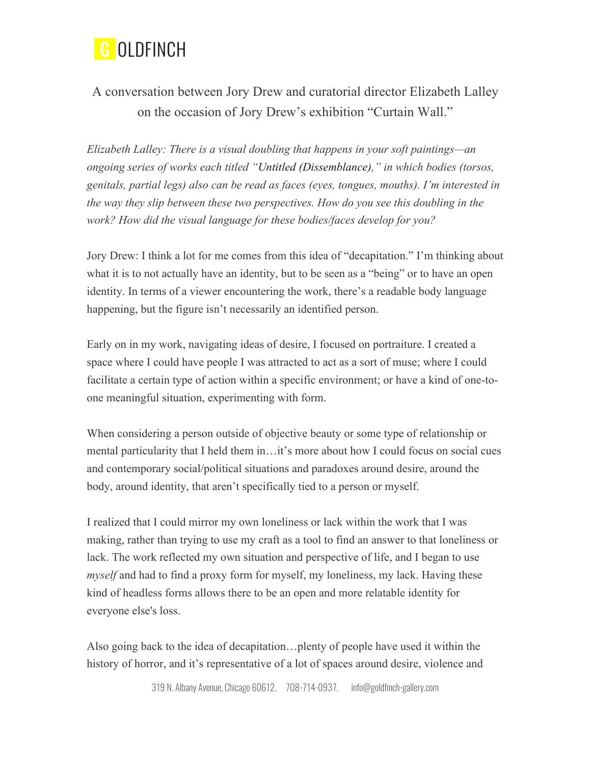# GOLDFINCH

A conversation between Jory Drew and curatorial director Elizabeth Lalley on the occasion of Jory Drew's exhibition "Curtain Wall."

*Elizabeth Lalley: There is a visual doubling that happens in your soft paintings—an ongoing series of works each titled "*Untitled (Dissemblance),*" in which bodies (torsos, genitals, partial legs) also can be read as faces (eyes, tongues, mouths). I'm interested in the way they slip between these two perspectives. How do you see this doubling in the work? How did the visual language for these bodies/faces develop for you?*

Jory Drew: I think a lot for me comes from this idea of "decapitation." I'm thinking about what it is to not actually have an identity, but to be seen as a "being" or to have an open identity. In terms of a viewer encountering the work, there's a readable body language happening, but the figure isn't necessarily an identified person.

Early on in my work, navigating ideas of desire, I focused on portraiture. I created a space where I could have people I was attracted to act as a sort of muse; where I could facilitate a certain type of action within a specific environment; or have a kind of one-to-one meaningful situation, experimenting with form.

When considering a person outside of objective beauty or some type of relationship or mental particularity that I held them in…it's more about how I could focus on social cues and contemporary social/political situations and paradoxes around desire, around the body, around identity, that aren't specifically tied to a person or myself.

I realized that I could mirror my own loneliness or lack within the work that I was making, rather than trying to use my craft as a tool to find an answer to that loneliness or lack. The work reflected my own situation and perspective of life, and I began to use *myself* and had to find a proxy form for myself, my loneliness, my lack. Having these kind of headless forms allows there to be an open and more relatable identity for everyone else's loss.

Also going back to the idea of decapitation…plenty of people have used it within the history of horror, and it's representative of a lot of spaces around desire, violence and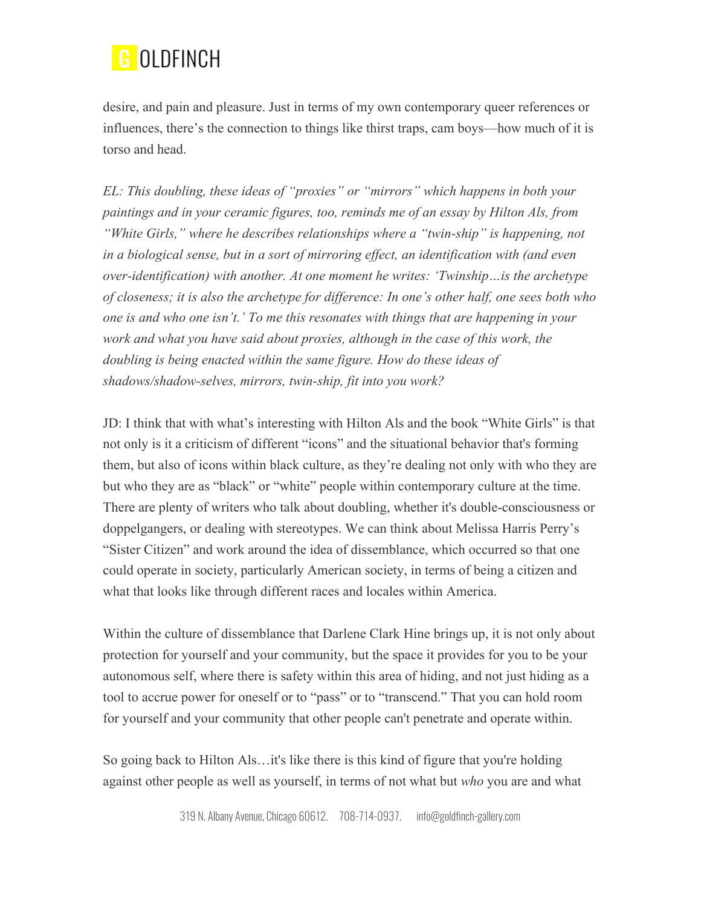desire, and pain and pleasure. Just in terms of my own contemporary queer references or influences, there's the connection to things like thirst traps, cam boys—how much of it is torso and head.

*EL: This doubling, these ideas of "proxies" or "mirrors" which happens in both your paintings and in your ceramic figures, too, reminds me of an essay by Hilton Als, from "White Girls," where he describes relationships where a "twin-ship" is happening, not in a biological sense, but in a sort of mirroring effect, an identification with (and even over-identification) with another. At one moment he writes: 'Twinship…is the archetype of closeness; it is also the archetype for difference: In one's other half, one sees both who one is and who one isn't.' To me this resonates with things that are happening in your work and what you have said about proxies, although in the case of this work, the doubling is being enacted within the same figure. How do these ideas of shadows/shadow-selves, mirrors, twin-ship, fit into you work?*

JD: I think that with what's interesting with Hilton Als and the book "White Girls" is that not only is it a criticism of different "icons" and the situational behavior that's forming them, but also of icons within black culture, as they're dealing not only with who they are but who they are as "black" or "white" people within contemporary culture at the time. There are plenty of writers who talk about doubling, whether it's double-consciousness or doppelgangers, or dealing with stereotypes. We can think about Melissa Harris Perry's "Sister Citizen" and work around the idea of dissemblance, which occurred so that one could operate in society, particularly American society, in terms of being a citizen and what that looks like through different races and locales within America.

Within the culture of dissemblance that Darlene Clark Hine brings up, it is not only about protection for yourself and your community, but the space it provides for you to be your autonomous self, where there is safety within this area of hiding, and not just hiding as a tool to accrue power for oneself or to "pass" or to "transcend." That you can hold room for yourself and your community that other people can't penetrate and operate within.

So going back to Hilton Als…it's like there is this kind of figure that you're holding against other people as well as yourself, in terms of not what but *who* you are and what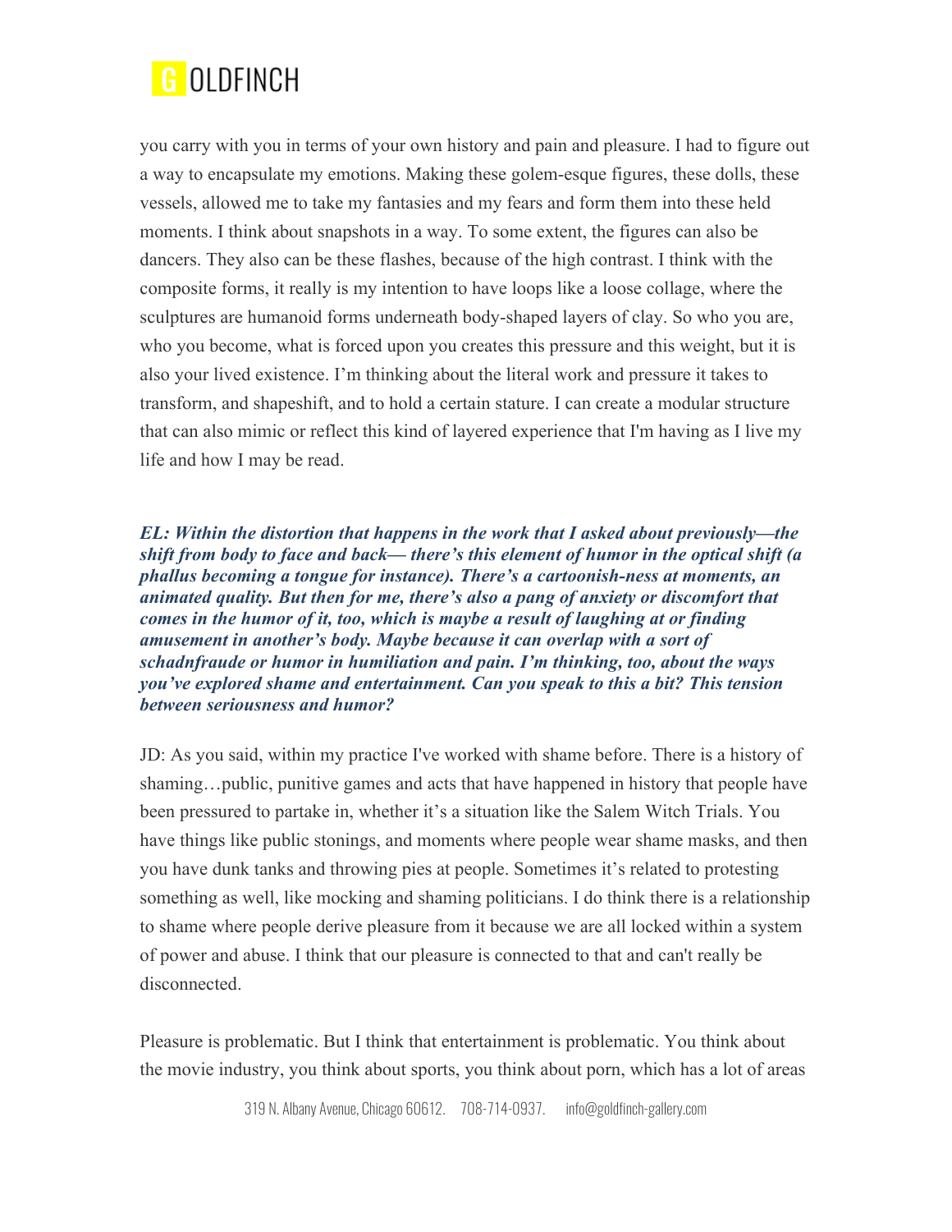you carry with you in terms of your own history and pain and pleasure. I had to figure out a way to encapsulate my emotions. Making these golem-esque figures, these dolls, these vessels, allowed me to take my fantasies and my fears and form them into these held moments. I think about snapshots in a way. To some extent, the figures can also be dancers. They also can be these flashes, because of the high contrast. I think with the composite forms, it really is my intention to have loops like a loose collage, where the sculptures are humanoid forms underneath body-shaped layers of clay. So who you are, who you become, what is forced upon you creates this pressure and this weight, but it is also your lived existence. I'm thinking about the literal work and pressure it takes to transform, and shapeshift, and to hold a certain stature. I can create a modular structure that can also mimic or reflect this kind of layered experience that I'm having as I live my life and how I may be read.

***EL: Within the distortion that happens in the work that I asked about previously—the shift from body to face and back— there's this element of humor in the optical shift (a phallus becoming a tongue for instance). There's a cartoonish-ness at moments, an animated quality. But then for me, there's also a pang of anxiety or discomfort that comes in the humor of it, too, which is maybe a result of laughing at or finding amusement in another's body. Maybe because it can overlap with a sort of schadnfraude or humor in humiliation and pain. I'm thinking, too, about the ways you've explored shame and entertainment. Can you speak to this a bit? This tension between seriousness and humor?***

JD: As you said, within my practice I've worked with shame before. There is a history of shaming…public, punitive games and acts that have happened in history that people have been pressured to partake in, whether it's a situation like the Salem Witch Trials. You have things like public stonings, and moments where people wear shame masks, and then you have dunk tanks and throwing pies at people. Sometimes it's related to protesting something as well, like mocking and shaming politicians. I do think there is a relationship to shame where people derive pleasure from it because we are all locked within a system of power and abuse. I think that our pleasure is connected to that and can't really be disconnected.

Pleasure is problematic. But I think that entertainment is problematic. You think about the movie industry, you think about sports, you think about porn, which has a lot of areas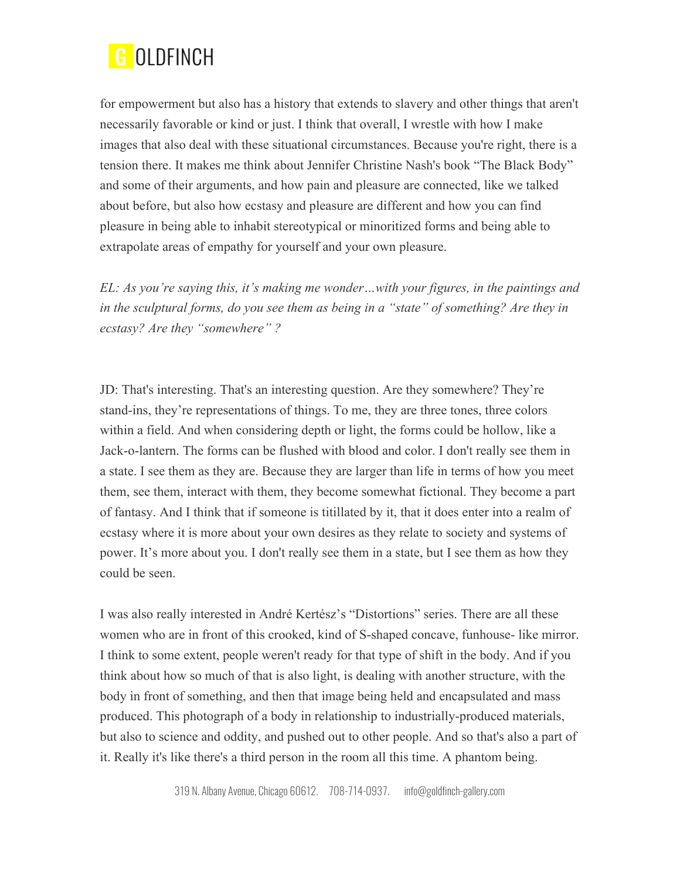for empowerment but also has a history that extends to slavery and other things that aren't necessarily favorable or kind or just. I think that overall, I wrestle with how I make images that also deal with these situational circumstances. Because you're right, there is a tension there. It makes me think about Jennifer Christine Nash's book "The Black Body" and some of their arguments, and how pain and pleasure are connected, like we talked about before, but also how ecstasy and pleasure are different and how you can find pleasure in being able to inhabit stereotypical or minoritized forms and being able to extrapolate areas of empathy for yourself and your own pleasure.

*EL: As you're saying this, it's making me wonder…with your figures, in the paintings and in the sculptural forms, do you see them as being in a "state" of something? Are they in ecstasy? Are they "somewhere" ?*

JD: That's interesting. That's an interesting question. Are they somewhere? They're stand-ins, they're representations of things. To me, they are three tones, three colors within a field. And when considering depth or light, the forms could be hollow, like a Jack-o-lantern. The forms can be flushed with blood and color. I don't really see them in a state. I see them as they are. Because they are larger than life in terms of how you meet them, see them, interact with them, they become somewhat fictional. They become a part of fantasy. And I think that if someone is titillated by it, that it does enter into a realm of ecstasy where it is more about your own desires as they relate to society and systems of power. It's more about you. I don't really see them in a state, but I see them as how they could be seen.

I was also really interested in André Kertész's "Distortions" series. There are all these women who are in front of this crooked, kind of S-shaped concave, funhouse- like mirror. I think to some extent, people weren't ready for that type of shift in the body. And if you think about how so much of that is also light, is dealing with another structure, with the body in front of something, and then that image being held and encapsulated and mass produced. This photograph of a body in relationship to industrially-produced materials, but also to science and oddity, and pushed out to other people. And so that's also a part of it. Really it's like there's a third person in the room all this time. A phantom being.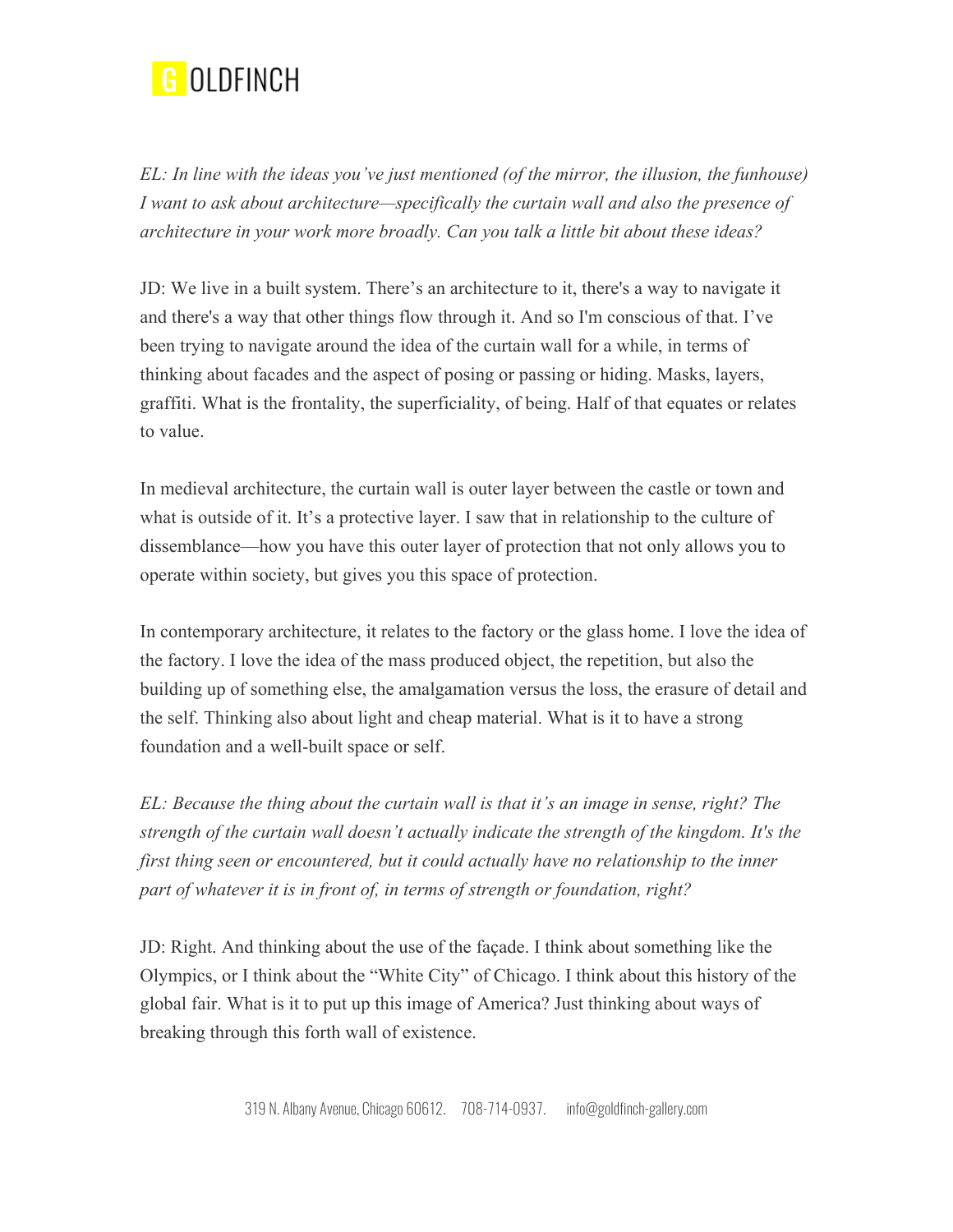*EL: In line with the ideas you've just mentioned (of the mirror, the illusion, the funhouse) I want to ask about architecture—specifically the curtain wall and also the presence of architecture in your work more broadly. Can you talk a little bit about these ideas?*

JD: We live in a built system. There's an architecture to it, there's a way to navigate it and there's a way that other things flow through it. And so I'm conscious of that. I've been trying to navigate around the idea of the curtain wall for a while, in terms of thinking about facades and the aspect of posing or passing or hiding. Masks, layers, graffiti. What is the frontality, the superficiality, of being. Half of that equates or relates to value.

In medieval architecture, the curtain wall is outer layer between the castle or town and what is outside of it. It's a protective layer. I saw that in relationship to the culture of dissemblance—how you have this outer layer of protection that not only allows you to operate within society, but gives you this space of protection.

In contemporary architecture, it relates to the factory or the glass home. I love the idea of the factory. I love the idea of the mass produced object, the repetition, but also the building up of something else, the amalgamation versus the loss, the erasure of detail and the self. Thinking also about light and cheap material. What is it to have a strong foundation and a well-built space or self.

*EL: Because the thing about the curtain wall is that it's an image in sense, right? The strength of the curtain wall doesn't actually indicate the strength of the kingdom. It's the first thing seen or encountered, but it could actually have no relationship to the inner part of whatever it is in front of, in terms of strength or foundation, right?*

JD: Right. And thinking about the use of the façade. I think about something like the Olympics, or I think about the "White City" of Chicago. I think about this history of the global fair. What is it to put up this image of America? Just thinking about ways of breaking through this forth wall of existence.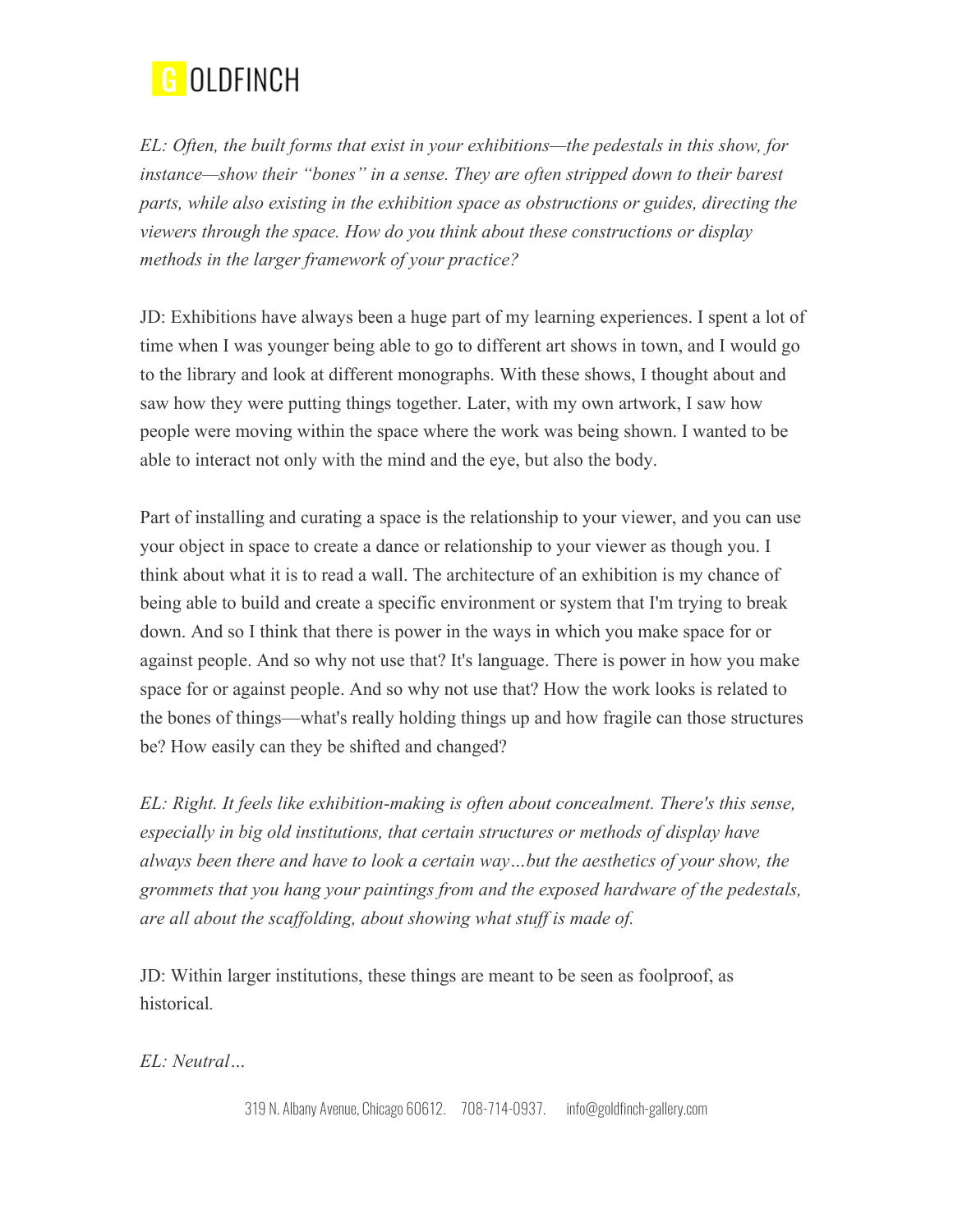*EL: Often, the built forms that exist in your exhibitions—the pedestals in this show, for instance—show their "bones" in a sense. They are often stripped down to their barest parts, while also existing in the exhibition space as obstructions or guides, directing the viewers through the space. How do you think about these constructions or display methods in the larger framework of your practice?*

JD: Exhibitions have always been a huge part of my learning experiences. I spent a lot of time when I was younger being able to go to different art shows in town, and I would go to the library and look at different monographs. With these shows, I thought about and saw how they were putting things together. Later, with my own artwork, I saw how people were moving within the space where the work was being shown. I wanted to be able to interact not only with the mind and the eye, but also the body.

Part of installing and curating a space is the relationship to your viewer, and you can use your object in space to create a dance or relationship to your viewer as though you. I think about what it is to read a wall. The architecture of an exhibition is my chance of being able to build and create a specific environment or system that I'm trying to break down. And so I think that there is power in the ways in which you make space for or against people. And so why not use that? It's language. There is power in how you make space for or against people. And so why not use that? How the work looks is related to the bones of things—what's really holding things up and how fragile can those structures be? How easily can they be shifted and changed?

*EL: Right. It feels like exhibition-making is often about concealment. There's this sense, especially in big old institutions, that certain structures or methods of display have always been there and have to look a certain way…but the aesthetics of your show, the grommets that you hang your paintings from and the exposed hardware of the pedestals, are all about the scaffolding, about showing what stuff is made of.*

JD: Within larger institutions, these things are meant to be seen as foolproof, as historical.

*EL: Neutral…*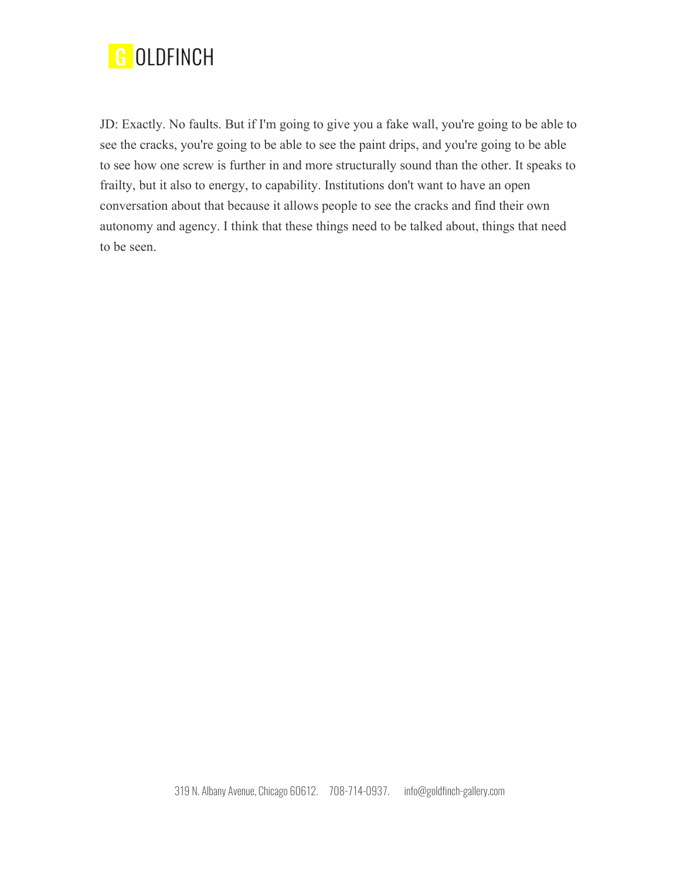JD: Exactly. No faults. But if I'm going to give you a fake wall, you're going to be able to see the cracks, you're going to be able to see the paint drips, and you're going to be able to see how one screw is further in and more structurally sound than the other. It speaks to frailty, but it also to energy, to capability. Institutions don't want to have an open conversation about that because it allows people to see the cracks and find their own autonomy and agency. I think that these things need to be talked about, things that need to be seen.